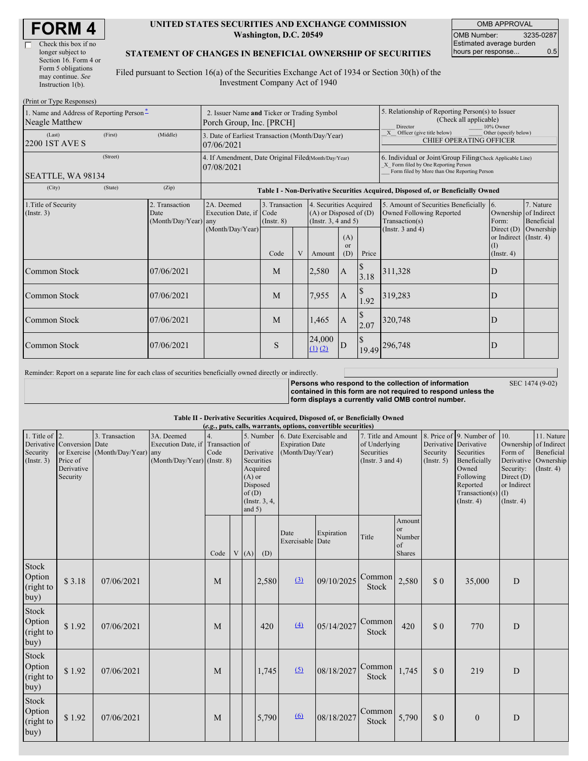# FORM 4

☐ Check this box if no longer subject to Section 16. Form 4 or Form 5 obligations may continue. *See* Instruction 1(b).

**UNITED STATES SECURITIES AND EXCHANGE COMMISSION**
**Washington, D.C. 20549**

**STATEMENT OF CHANGES IN BENEFICIAL OWNERSHIP OF SECURITIES**

Filed pursuant to Section 16(a) of the Securities Exchange Act of 1934 or Section 30(h) of the Investment Company Act of 1940

| OMB APPROVAL | |
|---|---|
| OMB Number: | 3235-0287 |
| Estimated average burden hours per response... | 0.5 |

(Print or Type Responses)

| 1. Name and Address of Reporting Person* | 2. Issuer Name and Ticker or Trading Symbol | 5. Relationship of Reporting Person(s) to Issuer (Check all applicable) |
|---|---|---|
| Neagle Matthew | Porch Group, Inc. [PRCH] | ___ Director ___ 10% Owner _X_ Officer (give title below) ___ Other (specify below) |
| (Last) (First) (Middle) 2200 1ST AVE S | 3. Date of Earliest Transaction (Month/Day/Year) 07/06/2021 | CHIEF OPERATING OFFICER |
| (Street) SEATTLE, WA 98134 | 4. If Amendment, Date Original Filed(Month/Day/Year) 07/08/2021 | 6. Individual or Joint/Group Filing(Check Applicable Line) _X_ Form filed by One Reporting Person ___ Form filed by More than One Reporting Person |
| (City) (State) (Zip) | | |

**Table I - Non-Derivative Securities Acquired, Disposed of, or Beneficially Owned**

| 1.Title of Security (Instr. 3) | 2. Transaction Date (Month/Day/Year) | 2A. Deemed Execution Date, if any (Month/Day/Year) | 3. Transaction Code (Instr. 8) | | 4. Securities Acquired (A) or Disposed of (D) (Instr. 3, 4 and 5) | | | 5. Amount of Securities Beneficially Owned Following Reported Transaction(s) (Instr. 3 and 4) | 6. Ownership Form: Direct (D) or Indirect (I) (Instr. 4) | 7. Nature of Indirect Beneficial Ownership (Instr. 4) |
|---|---|---|---|---|---|---|---|---|---|---|
| | | | Code | V | Amount | (A) or (D) | Price | | | |
| Common Stock | 07/06/2021 | | M | | 2,580 | A | $ 3.18 | 311,328 | D | |
| Common Stock | 07/06/2021 | | M | | 7,955 | A | $ 1.92 | 319,283 | D | |
| Common Stock | 07/06/2021 | | M | | 1,465 | A | $ 2.07 | 320,748 | D | |
| Common Stock | 07/06/2021 | | S | | 24,000 (1) (2) | D | $ 19.49 | 296,748 | D | |

Reminder: Report on a separate line for each class of securities beneficially owned directly or indirectly.

**Persons who respond to the collection of information contained in this form are not required to respond unless the form displays a currently valid OMB control number.**

SEC 1474 (9-02)

**Table II - Derivative Securities Acquired, Disposed of, or Beneficially Owned**
**(*e.g.*, puts, calls, warrants, options, convertible securities)**

| 1. Title of Derivative Security (Instr. 3) | 2. Conversion or Exercise Price of Derivative Security | 3. Transaction Date (Month/Day/Year) | 3A. Deemed Execution Date, if any (Month/Day/Year) | 4. Transaction Code (Instr. 8) | | 5. Number of Derivative Securities Acquired (A) or Disposed of (D) (Instr. 3, 4, and 5) | | 6. Date Exercisable and Expiration Date (Month/Day/Year) | | 7. Title and Amount of Underlying Securities (Instr. 3 and 4) | | 8. Price of Derivative Security (Instr. 5) | 9. Number of Derivative Securities Beneficially Owned Following Reported Transaction(s) (Instr. 4) | 10. Ownership Form of Derivative Security: Direct (D) or Indirect (I) (Instr. 4) | 11. Nature of Indirect Beneficial Ownership (Instr. 4) |
|---|---|---|---|---|---|---|---|---|---|---|---|---|---|---|---|
| | | | | Code | V | (A) | (D) | Date Exercisable | Expiration Date | Title | Amount or Number of Shares | | | | |
| Stock Option (right to buy) | $ 3.18 | 07/06/2021 | | M | | | 2,580 | (3) | 09/10/2025 | Common Stock | 2,580 | $ 0 | 35,000 | D | |
| Stock Option (right to buy) | $ 1.92 | 07/06/2021 | | M | | | 420 | (4) | 05/14/2027 | Common Stock | 420 | $ 0 | 770 | D | |
| Stock Option (right to buy) | $ 1.92 | 07/06/2021 | | M | | | 1,745 | (5) | 08/18/2027 | Common Stock | 1,745 | $ 0 | 219 | D | |
| Stock Option (right to buy) | $ 1.92 | 07/06/2021 | | M | | | 5,790 | (6) | 08/18/2027 | Common Stock | 5,790 | $ 0 | 0 | D | |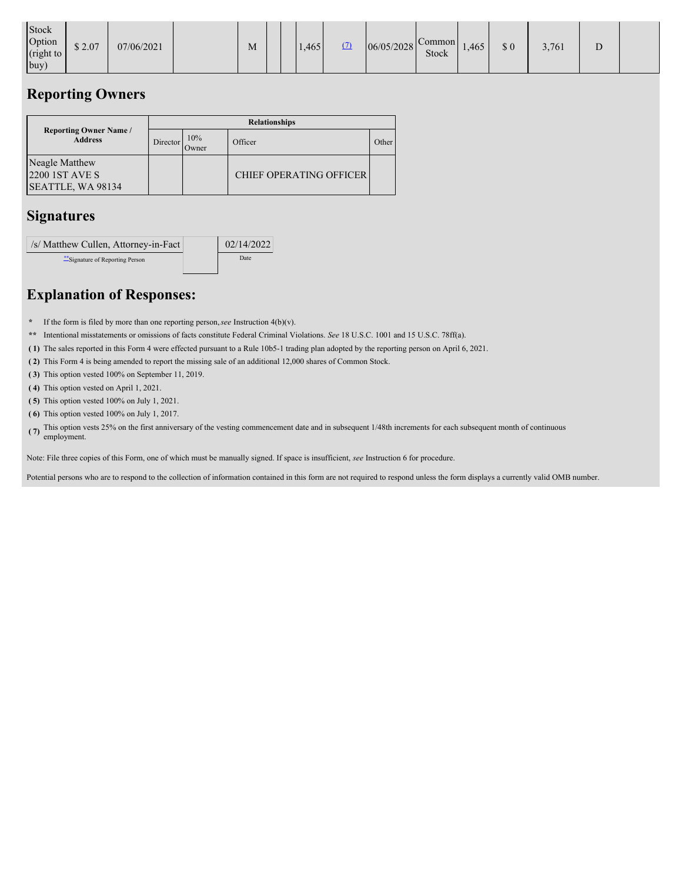| | | | | | | | | | | | | | | | | |
|---|---|---|---|---|---|---|---|---|---|---|---|---|---|---|---|---|
| Stock Option (right to buy) | $ 2.07 | 07/06/2021 | | M | | | 1,465 | (7) | 06/05/2028 | Common Stock | 1,465 | $ 0 | 3,761 | D | |

## Reporting Owners

| Reporting Owner Name / Address | Relationships | | | |
|---|---|---|---|---|
| | Director | 10% Owner | Officer | Other |
| Neagle Matthew<br>2200 1ST AVE S<br>SEATTLE, WA 98134 | | | CHIEF OPERATING OFFICER | |

## Signatures

| | | |
|---|---|---|
| /s/ Matthew Cullen, Attorney-in-Fact | | 02/14/2022 |
| **Signature of Reporting Person | | Date |

## Explanation of Responses:

* If the form is filed by more than one reporting person, *see* Instruction 4(b)(v).

** Intentional misstatements or omissions of facts constitute Federal Criminal Violations. *See* 18 U.S.C. 1001 and 15 U.S.C. 78ff(a).

( 1) The sales reported in this Form 4 were effected pursuant to a Rule 10b5-1 trading plan adopted by the reporting person on April 6, 2021.

( 2) This Form 4 is being amended to report the missing sale of an additional 12,000 shares of Common Stock.

( 3) This option vested 100% on September 11, 2019.

( 4) This option vested on April 1, 2021.

( 5) This option vested 100% on July 1, 2021.

( 6) This option vested 100% on July 1, 2017.

( 7) This option vests 25% on the first anniversary of the vesting commencement date and in subsequent 1/48th increments for each subsequent month of continuous employment.

Note: File three copies of this Form, one of which must be manually signed. If space is insufficient, *see* Instruction 6 for procedure.

Potential persons who are to respond to the collection of information contained in this form are not required to respond unless the form displays a currently valid OMB number.